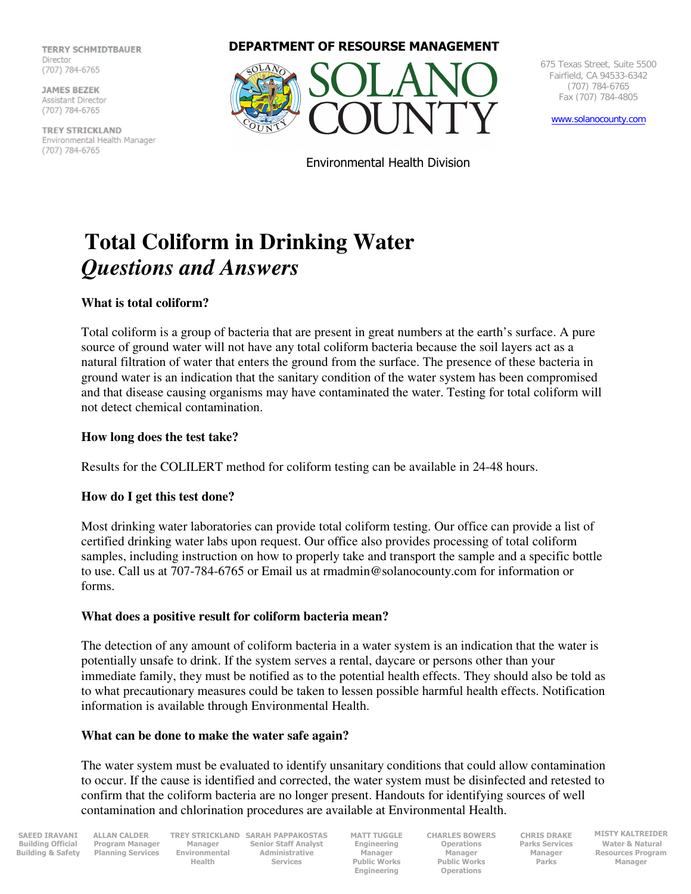TERRY SCHMIDTBAUER
Director
(707) 784-6765

JAMES BEZEK
Assistant Director
(707) 784-6765

TREY STRICKLAND
Environmental Health Manager
(707) 784-6765

**DEPARTMENT OF RESOURSE MANAGEMENT**

SOLANO COUNTY

Environmental Health Division

675 Texas Street, Suite 5500
Fairfield, CA 94533-6342
(707) 784-6765
Fax (707) 784-4805

www.solanocounty.com

# Total Coliform in Drinking Water
## *Questions and Answers*

**What is total coliform?**

Total coliform is a group of bacteria that are present in great numbers at the earth's surface. A pure source of ground water will not have any total coliform bacteria because the soil layers act as a natural filtration of water that enters the ground from the surface. The presence of these bacteria in ground water is an indication that the sanitary condition of the water system has been compromised and that disease causing organisms may have contaminated the water. Testing for total coliform will not detect chemical contamination.

**How long does the test take?**

Results for the COLILERT method for coliform testing can be available in 24-48 hours.

**How do I get this test done?**

Most drinking water laboratories can provide total coliform testing. Our office can provide a list of certified drinking water labs upon request. Our office also provides processing of total coliform samples, including instruction on how to properly take and transport the sample and a specific bottle to use. Call us at 707-784-6765 or Email us at rmadmin@solanocounty.com for information or forms.

**What does a positive result for coliform bacteria mean?**

The detection of any amount of coliform bacteria in a water system is an indication that the water is potentially unsafe to drink. If the system serves a rental, daycare or persons other than your immediate family, they must be notified as to the potential health effects. They should also be told as to what precautionary measures could be taken to lessen possible harmful health effects. Notification information is available through Environmental Health.

**What can be done to make the water safe again?**

The water system must be evaluated to identify unsanitary conditions that could allow contamination to occur. If the cause is identified and corrected, the water system must be disinfected and retested to confirm that the coliform bacteria are no longer present. Handouts for identifying sources of well contamination and chlorination procedures are available at Environmental Health.

SAEED IRAVANI, Building Official, Building & Safety | ALLAN CALDER, Program Manager, Planning Services | TREY STRICKLAND, Manager, Environmental Health | SARAH PAPPAKOSTAS, Senior Staff Analyst, Administrative Services | MATT TUGGLE, Engineering Manager, Public Works Engineering | CHARLES BOWERS, Operations Manager, Public Works Operations | CHRIS DRAKE, Parks Services Manager, Parks | MISTY KALTREIDER, Water & Natural Resources Program Manager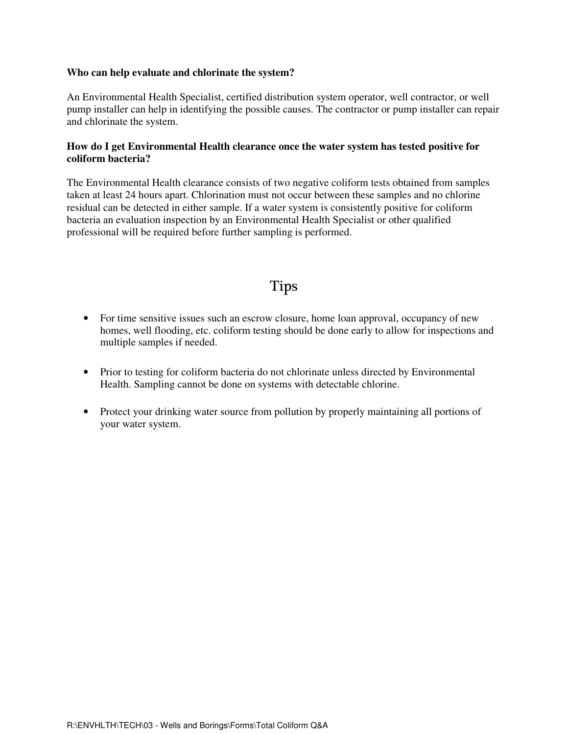**Who can help evaluate and chlorinate the system?**

An Environmental Health Specialist, certified distribution system operator, well contractor, or well pump installer can help in identifying the possible causes. The contractor or pump installer can repair and chlorinate the system.

**How do I get Environmental Health clearance once the water system has tested positive for coliform bacteria?**

The Environmental Health clearance consists of two negative coliform tests obtained from samples taken at least 24 hours apart. Chlorination must not occur between these samples and no chlorine residual can be detected in either sample. If a water system is consistently positive for coliform bacteria an evaluation inspection by an Environmental Health Specialist or other qualified professional will be required before further sampling is performed.

## Tips

- For time sensitive issues such an escrow closure, home loan approval, occupancy of new homes, well flooding, etc. coliform testing should be done early to allow for inspections and multiple samples if needed.

- Prior to testing for coliform bacteria do not chlorinate unless directed by Environmental Health. Sampling cannot be done on systems with detectable chlorine.

- Protect your drinking water source from pollution by properly maintaining all portions of your water system.